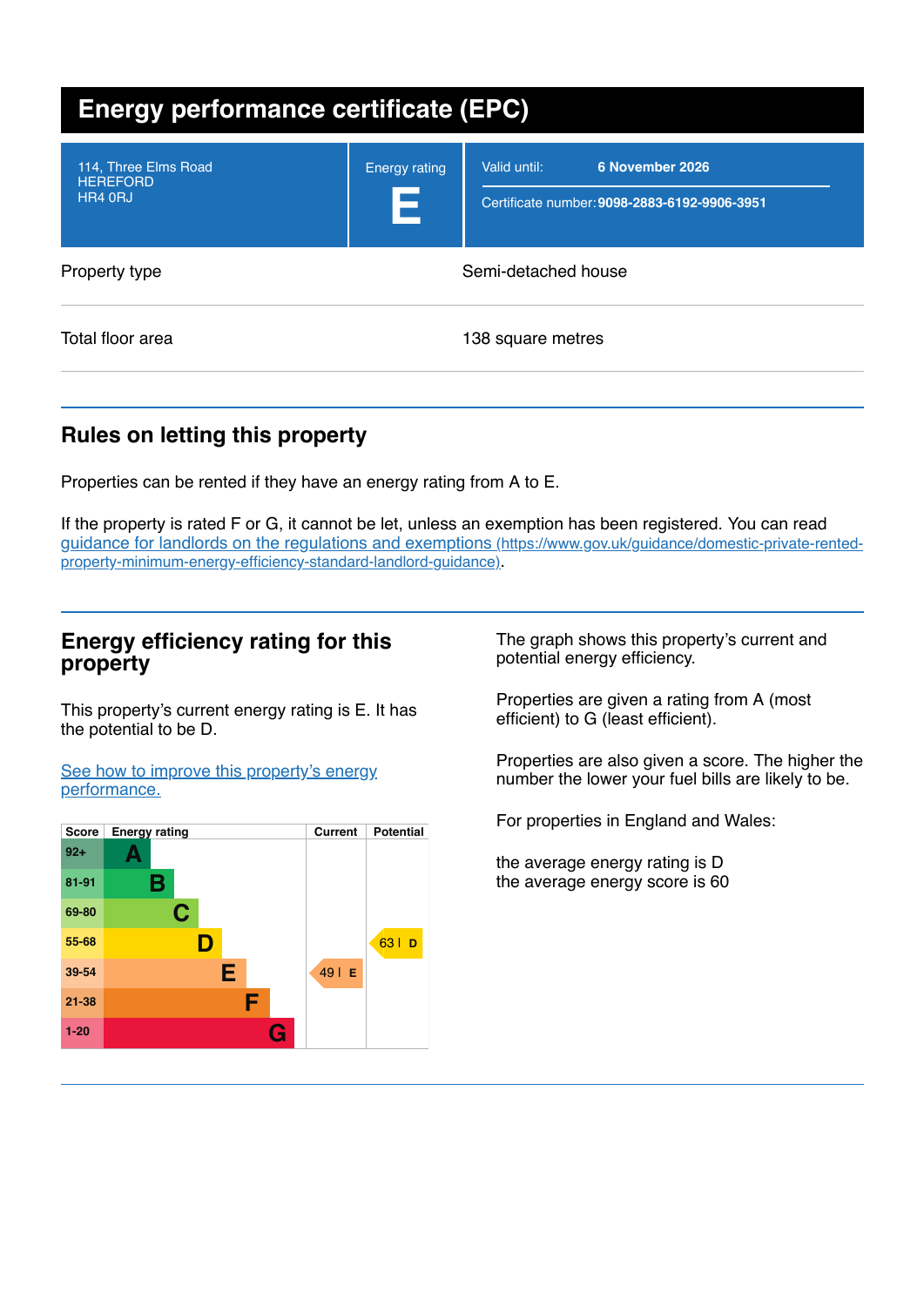# Energy performance certificate (EPC)

| 114, Three Elms Road<br>HEREFORD<br>HR4 0RJ | Energy rating<br>**E** | Valid until: **6 November 2026**<br>Certificate number: **9098-2883-6192-9906-3951** |
|---|---|---|

| | |
|---|---|
| Property type | Semi-detached house |
| Total floor area | 138 square metres |

## Rules on letting this property

Properties can be rented if they have an energy rating from A to E.

If the property is rated F or G, it cannot be let, unless an exemption has been registered. You can read guidance for landlords on the regulations and exemptions (https://www.gov.uk/guidance/domestic-private-rented-property-minimum-energy-efficiency-standard-landlord-guidance).

## Energy efficiency rating for this property

This property's current energy rating is E. It has the potential to be D.

See how to improve this property's energy performance.

| Score | Energy rating | Current | Potential |
|---|---|---|---|
| 92+ | A | | |
| 81-91 | B | | |
| 69-80 | C | | |
| 55-68 | D | | 63 \| D |
| 39-54 | E | 49 \| E | |
| 21-38 | F | | |
| 1-20 | G | | |

The graph shows this property's current and potential energy efficiency.

Properties are given a rating from A (most efficient) to G (least efficient).

Properties are also given a score. The higher the number the lower your fuel bills are likely to be.

For properties in England and Wales:

the average energy rating is D
the average energy score is 60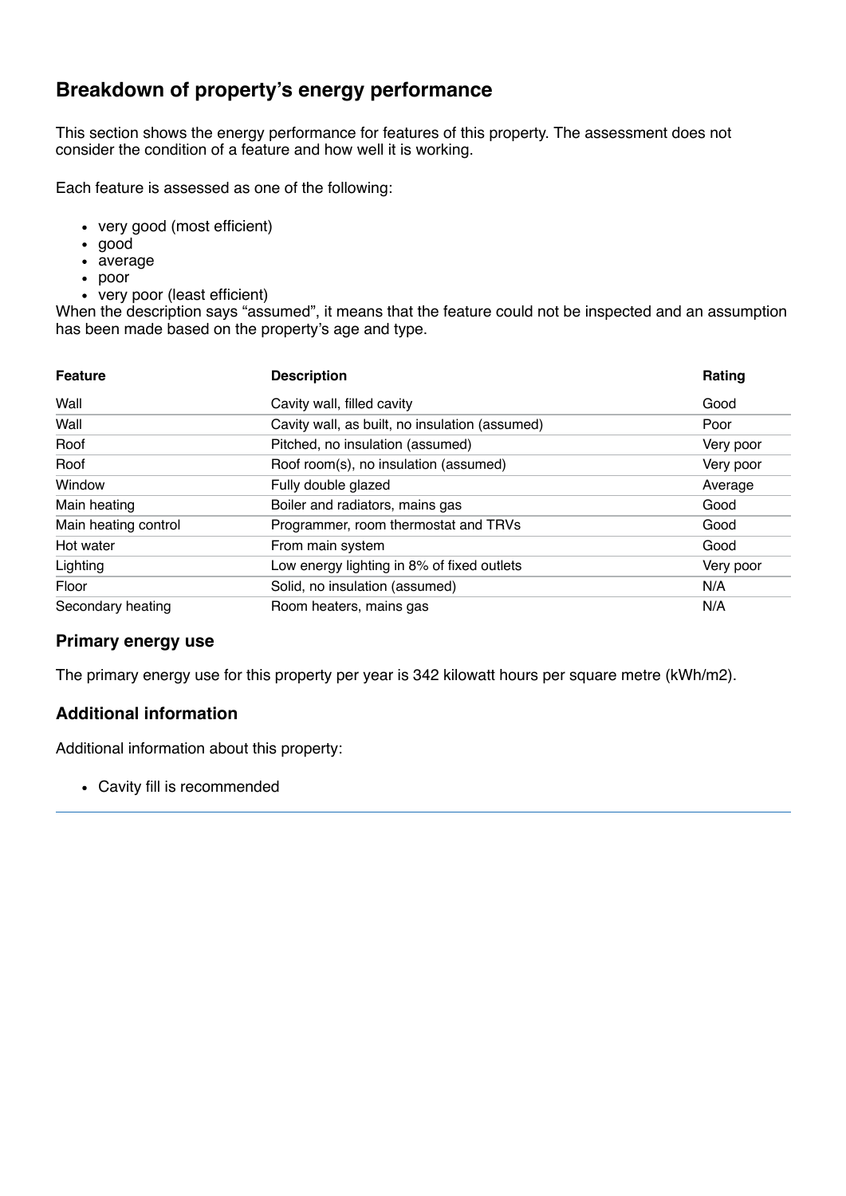## Breakdown of property's energy performance

This section shows the energy performance for features of this property. The assessment does not consider the condition of a feature and how well it is working.

Each feature is assessed as one of the following:

- very good (most efficient)
- good
- average
- poor
- very poor (least efficient)

When the description says "assumed", it means that the feature could not be inspected and an assumption has been made based on the property's age and type.

| Feature | Description | Rating |
|---|---|---|
| Wall | Cavity wall, filled cavity | Good |
| Wall | Cavity wall, as built, no insulation (assumed) | Poor |
| Roof | Pitched, no insulation (assumed) | Very poor |
| Roof | Roof room(s), no insulation (assumed) | Very poor |
| Window | Fully double glazed | Average |
| Main heating | Boiler and radiators, mains gas | Good |
| Main heating control | Programmer, room thermostat and TRVs | Good |
| Hot water | From main system | Good |
| Lighting | Low energy lighting in 8% of fixed outlets | Very poor |
| Floor | Solid, no insulation (assumed) | N/A |
| Secondary heating | Room heaters, mains gas | N/A |

### Primary energy use

The primary energy use for this property per year is 342 kilowatt hours per square metre (kWh/m2).

### Additional information

Additional information about this property:

- Cavity fill is recommended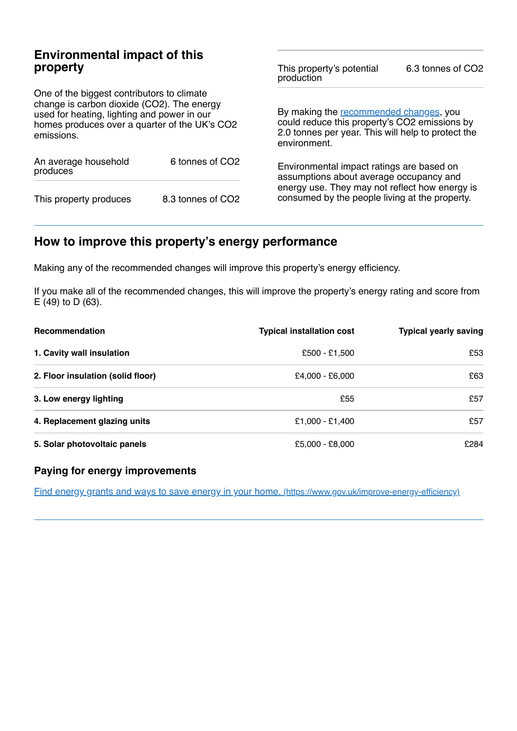## Environmental impact of this property

One of the biggest contributors to climate change is carbon dioxide ($CO_2$). The energy used for heating, lighting and power in our homes produces over a quarter of the UK's $CO_2$ emissions.

| | |
|---|---|
| An average household produces | 6 tonnes of $CO_2$ |
| This property produces | 8.3 tonnes of $CO_2$ |
| This property's potential production | 6.3 tonnes of $CO_2$ |

By making the [recommended changes](#), you could reduce this property's $CO_2$ emissions by 2.0 tonnes per year. This will help to protect the environment.

Environmental impact ratings are based on assumptions about average occupancy and energy use. They may not reflect how energy is consumed by the people living at the property.

## How to improve this property's energy performance

Making any of the recommended changes will improve this property's energy efficiency.

If you make all of the recommended changes, this will improve the property's energy rating and score from E (49) to D (63).

| Recommendation | Typical installation cost | Typical yearly saving |
|---|---|---|
| **1. Cavity wall insulation** | £500 - £1,500 | £53 |
| **2. Floor insulation (solid floor)** | £4,000 - £6,000 | £63 |
| **3. Low energy lighting** | £55 | £57 |
| **4. Replacement glazing units** | £1,000 - £1,400 | £57 |
| **5. Solar photovoltaic panels** | £5,000 - £8,000 | £284 |

### Paying for energy improvements

[Find energy grants and ways to save energy in your home. (https://www.gov.uk/improve-energy-efficiency)](https://www.gov.uk/improve-energy-efficiency)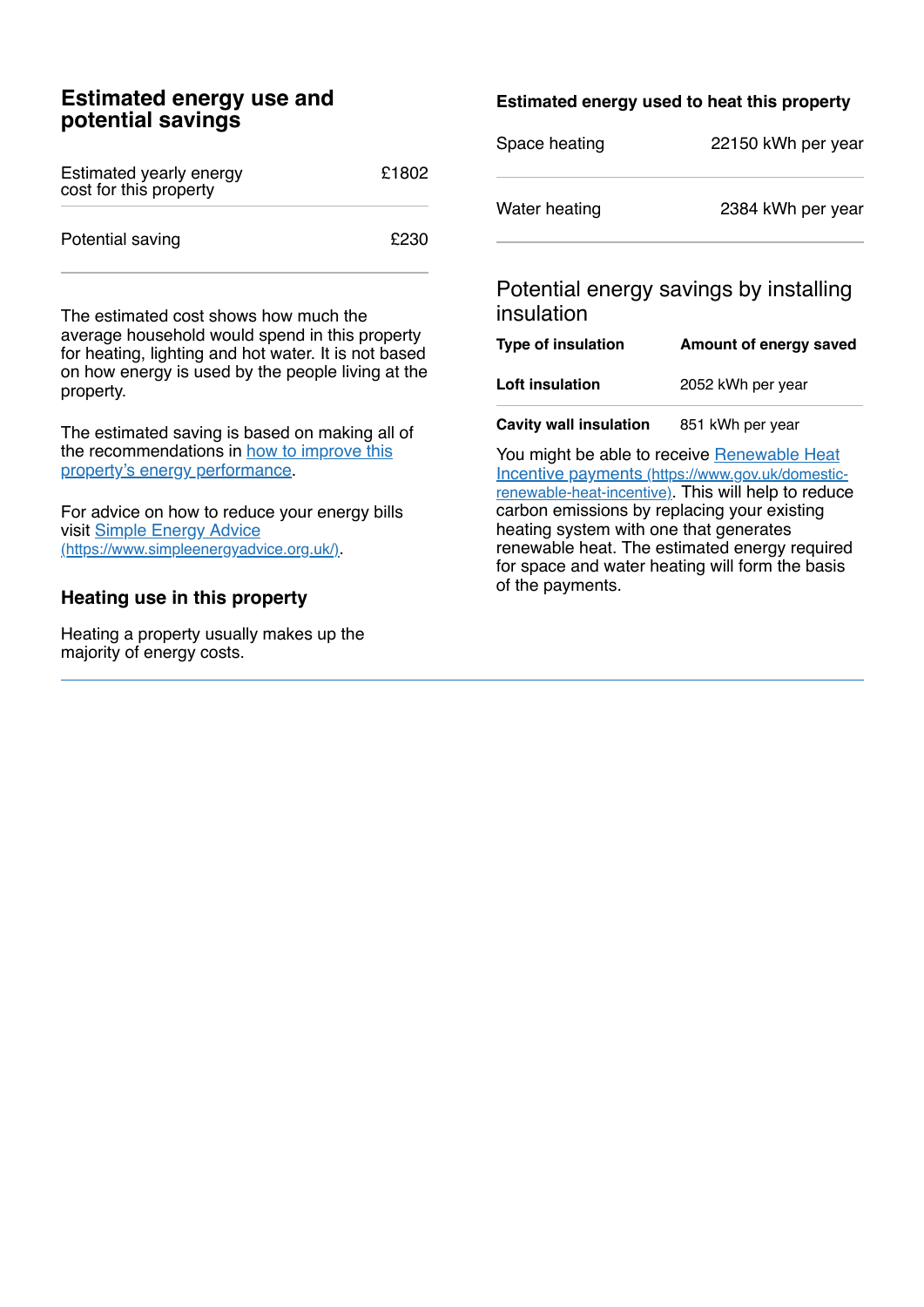## Estimated energy use and potential savings

| | |
|---|---|
| Estimated yearly energy cost for this property | £1802 |
| Potential saving | £230 |

The estimated cost shows how much the average household would spend in this property for heating, lighting and hot water. It is not based on how energy is used by the people living at the property.

The estimated saving is based on making all of the recommendations in [how to improve this property's energy performance](#).

For advice on how to reduce your energy bills visit [Simple Energy Advice (https://www.simpleenergyadvice.org.uk/)](https://www.simpleenergyadvice.org.uk/).

### Heating use in this property

Heating a property usually makes up the majority of energy costs.

### Estimated energy used to heat this property

| | |
|---|---|
| Space heating | 22150 kWh per year |
| Water heating | 2384 kWh per year |

### Potential energy savings by installing insulation

| Type of insulation | Amount of energy saved |
|---|---|
| **Loft insulation** | 2052 kWh per year |
| **Cavity wall insulation** | 851 kWh per year |

You might be able to receive [Renewable Heat Incentive payments (https://www.gov.uk/domestic-renewable-heat-incentive)](https://www.gov.uk/domestic-renewable-heat-incentive). This will help to reduce carbon emissions by replacing your existing heating system with one that generates renewable heat. The estimated energy required for space and water heating will form the basis of the payments.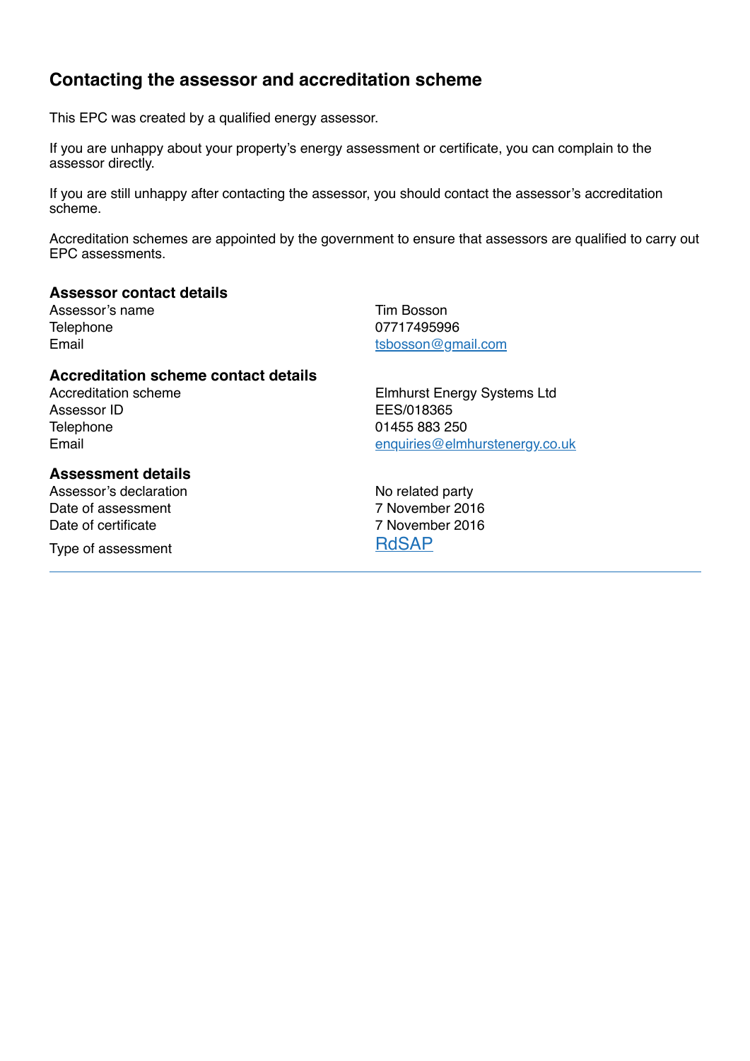## Contacting the assessor and accreditation scheme

This EPC was created by a qualified energy assessor.

If you are unhappy about your property's energy assessment or certificate, you can complain to the assessor directly.

If you are still unhappy after contacting the assessor, you should contact the assessor's accreditation scheme.

Accreditation schemes are appointed by the government to ensure that assessors are qualified to carry out EPC assessments.

### Assessor contact details

| | |
|---|---|
| Assessor's name | Tim Bosson |
| Telephone | 07717495996 |
| Email | tsbosson@gmail.com |

### Accreditation scheme contact details

| | |
|---|---|
| Accreditation scheme | Elmhurst Energy Systems Ltd |
| Assessor ID | EES/018365 |
| Telephone | 01455 883 250 |
| Email | enquiries@elmhurstenergy.co.uk |

### Assessment details

| | |
|---|---|
| Assessor's declaration | No related party |
| Date of assessment | 7 November 2016 |
| Date of certificate | 7 November 2016 |
| Type of assessment | RdSAP |